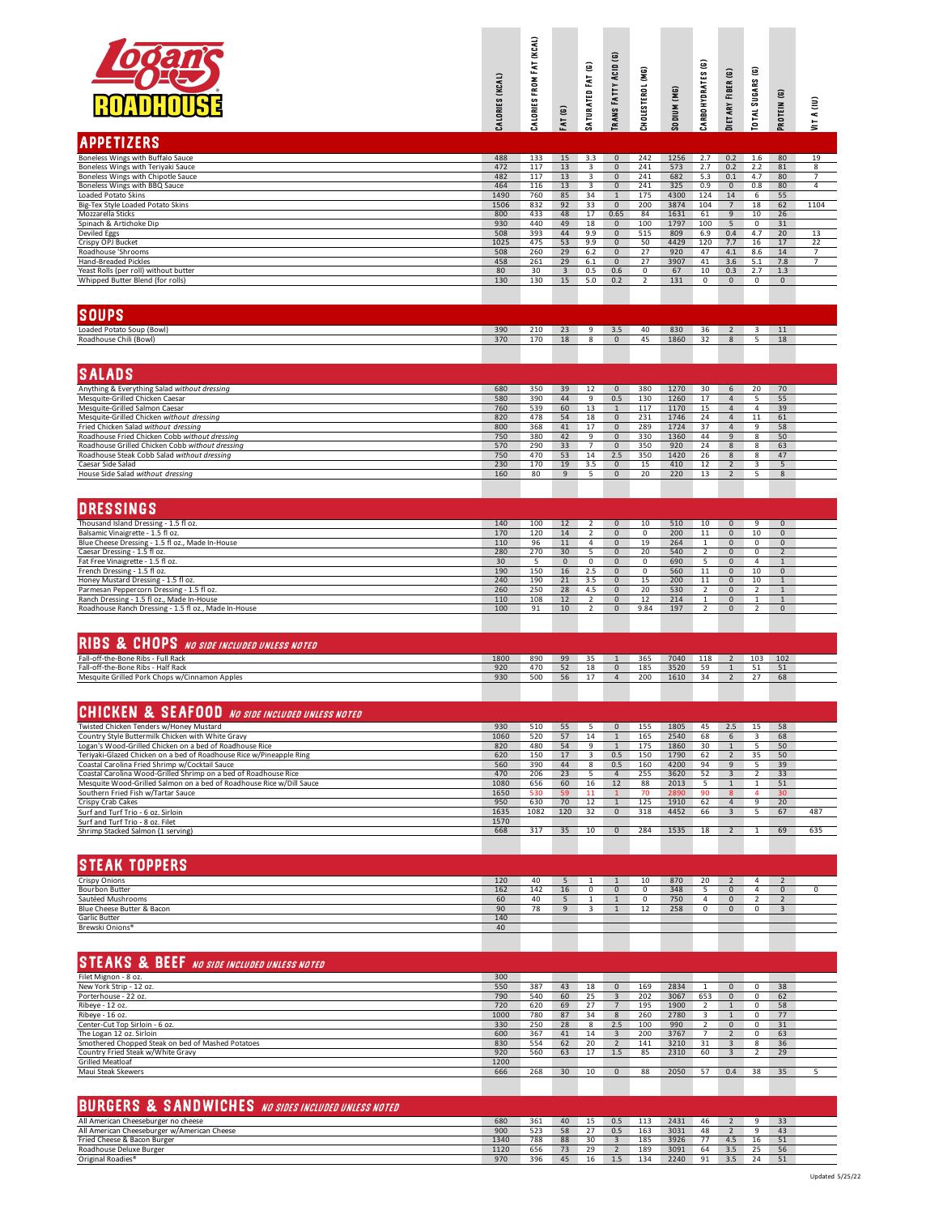# Logan's Roadhouse

| | Calories (kcal) | Calories from Fat (kcal) | Fat (g) | Saturated Fat (g) | Trans Fatty Acid (g) | Cholesterol (mg) | Sodium (mg) | Carbohydrates (g) | Dietary Fiber (g) | Total Sugars (g) | Protein (g) | Vit A (IU) |
|---|---|---|---|---|---|---|---|---|---|---|---|---|
| **APPETIZERS** | | | | | | | | | | | | |
| Boneless Wings with Buffalo Sauce | 488 | 133 | 15 | 3.3 | 0 | 242 | 1256 | 2.7 | 0.2 | 1.6 | 80 | 19 |
| Boneless Wings with Teriyaki Sauce | 472 | 117 | 13 | 3 | 0 | 241 | 573 | 2.7 | 0.2 | 2.2 | 81 | 8 |
| Boneless Wings with Chipotle Sauce | 482 | 117 | 13 | 3 | 0 | 241 | 682 | 5.3 | 0.1 | 4.7 | 80 | 7 |
| Boneless Wings with BBQ Sauce | 464 | 116 | 13 | 3 | 0 | 241 | 325 | 0.9 | 0 | 0.8 | 80 | 4 |
| Loaded Potato Skins | 1490 | 760 | 85 | 34 | 1 | 175 | 4300 | 124 | 14 | 6 | 55 | |
| Big-Tex Style Loaded Potato Skins | 1506 | 832 | 92 | 33 | 0 | 200 | 3874 | 104 | 7 | 18 | 62 | 1104 |
| Mozzarella Sticks | 800 | 433 | 48 | 17 | 0.65 | 84 | 1631 | 61 | 9 | 10 | 26 | |
| Spinach & Artichoke Dip | 930 | 440 | 49 | 18 | 0 | 100 | 1797 | 100 | 5 | 0 | 31 | |
| Deviled Eggs | 508 | 393 | 44 | 9.9 | 0 | 515 | 809 | 6.9 | 0.4 | 4.7 | 20 | 13 |
| Crispy OPJ Bucket | 1025 | 475 | 53 | 9.9 | 0 | 50 | 4429 | 120 | 7.7 | 16 | 17 | 22 |
| Roadhouse 'Shrooms | 508 | 260 | 29 | 6.2 | 0 | 27 | 920 | 47 | 4.1 | 8.6 | 14 | 7 |
| Hand-Breaded Pickles | 458 | 261 | 29 | 6.1 | 0 | 27 | 3907 | 41 | 3.6 | 5.1 | 7.8 | 7 |
| Yeast Rolls (per roll) without butter | 80 | 30 | 3 | 0.5 | 0.6 | 0 | 67 | 10 | 0.3 | 2.7 | 1.3 | |
| Whipped Butter Blend (for rolls) | 130 | 130 | 15 | 5.0 | 0.2 | 2 | 131 | 0 | 0 | 0 | 0 | |
| **SOUPS** | | | | | | | | | | | | |
| Loaded Potato Soup (Bowl) | 390 | 210 | 23 | 9 | 3.5 | 40 | 830 | 36 | 2 | 3 | 11 | |
| Roadhouse Chili (Bowl) | 370 | 170 | 18 | 8 | 0 | 45 | 1860 | 32 | 8 | 5 | 18 | |
| **SALADS** | | | | | | | | | | | | |
| Anything & Everything Salad *without dressing* | 680 | 350 | 39 | 12 | 0 | 380 | 1270 | 30 | 6 | 20 | 70 | |
| Mesquite-Grilled Chicken Caesar | 580 | 390 | 44 | 9 | 0.5 | 130 | 1260 | 17 | 4 | 5 | 55 | |
| Mesquite-Grilled Salmon Caesar | 760 | 539 | 60 | 13 | 1 | 117 | 1170 | 15 | 4 | 4 | 39 | |
| Mesquite-Grilled Chicken *without dressing* | 820 | 478 | 54 | 18 | 0 | 231 | 1746 | 24 | 4 | 11 | 61 | |
| Fried Chicken Salad *without dressing* | 800 | 368 | 41 | 17 | 0 | 289 | 1724 | 37 | 4 | 9 | 58 | |
| Roadhouse Fried Chicken Cobb *without dressing* | 750 | 380 | 42 | 9 | 0 | 330 | 1360 | 44 | 9 | 8 | 50 | |
| Roadhouse Grilled Chicken Cobb *without dressing* | 570 | 290 | 33 | 7 | 0 | 350 | 920 | 24 | 8 | 8 | 63 | |
| Roadhouse Steak Cobb Salad *without dressing* | 750 | 470 | 53 | 14 | 2.5 | 350 | 1420 | 26 | 8 | 8 | 47 | |
| Caesar Side Salad | 230 | 170 | 19 | 3.5 | 0 | 15 | 410 | 12 | 2 | 3 | 5 | |
| House Side Salad *without dressing* | 160 | 80 | 9 | 5 | 0 | 20 | 220 | 13 | 2 | 5 | 8 | |
| **DRESSINGS** | | | | | | | | | | | | |
| Thousand Island Dressing - 1.5 fl oz. | 140 | 100 | 12 | 2 | 0 | 10 | 510 | 10 | 0 | 9 | 0 | |
| Balsamic Vinaigrette - 1.5 fl oz. | 170 | 120 | 14 | 2 | 0 | 0 | 200 | 11 | 0 | 10 | 0 | |
| Blue Cheese Dressing - 1.5 fl oz., Made In-House | 110 | 96 | 11 | 4 | 0 | 19 | 264 | 1 | 0 | 0 | 0 | |
| Caesar Dressing - 1.5 fl oz. | 280 | 270 | 30 | 5 | 0 | 20 | 540 | 2 | 0 | 0 | 2 | |
| Fat Free Vinaigrette - 1.5 fl oz. | 30 | 5 | 0 | 0 | 0 | 0 | 690 | 5 | 0 | 4 | 1 | |
| French Dressing - 1.5 fl oz. | 190 | 150 | 16 | 2.5 | 0 | 0 | 560 | 11 | 0 | 10 | 0 | |
| Honey Mustard Dressing - 1.5 fl oz. | 240 | 190 | 21 | 3.5 | 0 | 15 | 200 | 11 | 0 | 10 | 1 | |
| Parmesan Peppercorn Dressing - 1.5 fl oz. | 260 | 250 | 28 | 4.5 | 0 | 20 | 530 | 2 | 0 | 2 | 1 | |
| Ranch Dressing - 1.5 fl oz., Made In-House | 110 | 108 | 12 | 2 | 0 | 12 | 214 | 1 | 0 | 1 | 1 | |
| Roadhouse Ranch Dressing - 1.5 fl oz., Made In-House | 100 | 91 | 10 | 2 | 0 | 9.84 | 197 | 2 | 0 | 2 | 0 | |
| **RIBS & CHOPS** *NO SIDE INCLUDED UNLESS NOTED* | | | | | | | | | | | | |
| Fall-off-the-Bone Ribs - Full Rack | 1800 | 890 | 99 | 35 | 1 | 365 | 7040 | 118 | 2 | 103 | 102 | |
| Fall-off-the-Bone Ribs - Half Rack | 920 | 470 | 52 | 18 | 0 | 185 | 3520 | 59 | 1 | 51 | 51 | |
| Mesquite Grilled Pork Chops w/Cinnamon Apples | 930 | 500 | 56 | 17 | 4 | 200 | 1610 | 34 | 2 | 27 | 68 | |
| **CHICKEN & SEAFOOD** *NO SIDE INCLUDED UNLESS NOTED* | | | | | | | | | | | | |
| Twisted Chicken Tenders w/Honey Mustard | 930 | 510 | 55 | 5 | 0 | 155 | 1805 | 45 | 2.5 | 15 | 58 | |
| Country Style Buttermilk Chicken with White Gravy | 1060 | 520 | 57 | 14 | 1 | 165 | 2540 | 68 | 6 | 3 | 68 | |
| Logan's Wood-Grilled Chicken on a bed of Roadhouse Rice | 820 | 480 | 54 | 9 | 1 | 175 | 1860 | 30 | 1 | 5 | 50 | |
| Teriyaki-Glazed Chicken on a bed of Roadhouse Rice w/Pineapple Ring | 620 | 150 | 17 | 3 | 0.5 | 150 | 1790 | 62 | 2 | 35 | 50 | |
| Coastal Carolina Fried Shrimp w/Cocktail Sauce | 560 | 390 | 44 | 8 | 0.5 | 160 | 4200 | 94 | 9 | 5 | 39 | |
| Coastal Carolina Wood-Grilled Shrimp on a bed of Roadhouse Rice | 470 | 206 | 23 | 5 | 4 | 255 | 3620 | 52 | 3 | 2 | 33 | |
| Mesquite Wood-Grilled Salmon on a bed of Roadhouse Rice w/Dill Sauce | 1080 | 656 | 60 | 16 | 12 | 88 | 2013 | 5 | 1 | 1 | 51 | |
| Southern Fried Fish w/Tartar Sauce | 1650 | 530 | 59 | 11 | 1 | 70 | 2890 | 90 | 8 | 4 | 30 | |
| Crispy Crab Cakes | 950 | 630 | 70 | 12 | 1 | 125 | 1910 | 62 | 4 | 9 | 20 | |
| Surf and Turf Trio - 6 oz. Sirloin | 1635 | 1082 | 120 | 32 | 0 | 318 | 4452 | 66 | 3 | 5 | 67 | 487 |
| Surf and Turf Trio - 8 oz. Filet | 1570 | | | | | | | | | | | |
| Shrimp Stacked Salmon (1 serving) | 668 | 317 | 35 | 10 | 0 | 284 | 1535 | 18 | 2 | 1 | 69 | 635 |
| **STEAK TOPPERS** | | | | | | | | | | | | |
| Crispy Onions | 120 | 40 | 5 | 1 | 1 | 10 | 870 | 20 | 2 | 4 | 2 | |
| Bourbon Butter | 162 | 142 | 16 | 0 | 0 | 0 | 348 | 5 | 0 | 4 | 0 | 0 |
| Sautéed Mushrooms | 60 | 40 | 5 | 1 | 1 | 0 | 750 | 4 | 0 | 2 | 2 | |
| Blue Cheese Butter & Bacon | 90 | 78 | 9 | 3 | 1 | 12 | 258 | 0 | 0 | 0 | 3 | |
| Garlic Butter | 140 | | | | | | | | | | | |
| Brewski Onions® | 40 | | | | | | | | | | | |
| **STEAKS & BEEF** *NO SIDE INCLUDED UNLESS NOTED* | | | | | | | | | | | | |
| Filet Mignon - 8 oz. | 300 | | | | | | | | | | | |
| New York Strip - 12 oz. | 550 | 387 | 43 | 18 | 0 | 169 | 2834 | 1 | 0 | 0 | 38 | |
| Porterhouse - 22 oz. | 790 | 540 | 60 | 25 | 3 | 202 | 3067 | 653 | 0 | 0 | 62 | |
| Ribeye - 12 oz. | 720 | 620 | 69 | 27 | 7 | 195 | 1900 | 2 | 1 | 0 | 58 | |
| Ribeye - 16 oz. | 1000 | 780 | 87 | 34 | 8 | 260 | 2780 | 3 | 1 | 0 | 77 | |
| Center-Cut Top Sirloin - 6 oz. | 330 | 250 | 28 | 8 | 2.5 | 100 | 990 | 2 | 0 | 0 | 31 | |
| The Logan 12 oz. Sirloin | 600 | 367 | 41 | 14 | 3 | 200 | 3767 | 7 | 2 | 0 | 63 | |
| Smothered Chopped Steak on bed of Mashed Potatoes | 830 | 554 | 62 | 20 | 2 | 141 | 3210 | 31 | 3 | 8 | 36 | |
| Country Fried Steak w/White Gravy | 920 | 560 | 63 | 17 | 1.5 | 85 | 2310 | 60 | 3 | 2 | 29 | |
| Grilled Meatloaf | 1200 | | | | | | | | | | | |
| Maui Steak Skewers | 666 | 268 | 30 | 10 | 0 | 88 | 2050 | 57 | 0.4 | 38 | 35 | 5 |
| **BURGERS & SANDWICHES** *NO SIDES INCLUDED UNLESS NOTED* | | | | | | | | | | | | |
| All American Cheeseburger no cheese | 680 | 361 | 40 | 15 | 0.5 | 113 | 2431 | 46 | 2 | 9 | 33 | |
| All American Cheeseburger w/American Cheese | 900 | 523 | 58 | 27 | 0.5 | 163 | 3031 | 48 | 2 | 9 | 43 | |
| Fried Cheese & Bacon Burger | 1340 | 788 | 88 | 30 | 3 | 185 | 3926 | 77 | 4.5 | 16 | 51 | |
| Roadhouse Deluxe Burger | 1120 | 656 | 73 | 29 | 2 | 189 | 3091 | 64 | 3.5 | 25 | 56 | |
| Original Roadies® | 970 | 396 | 45 | 16 | 1.5 | 134 | 2240 | 91 | 3.5 | 24 | 51 | |

Updated 5/25/22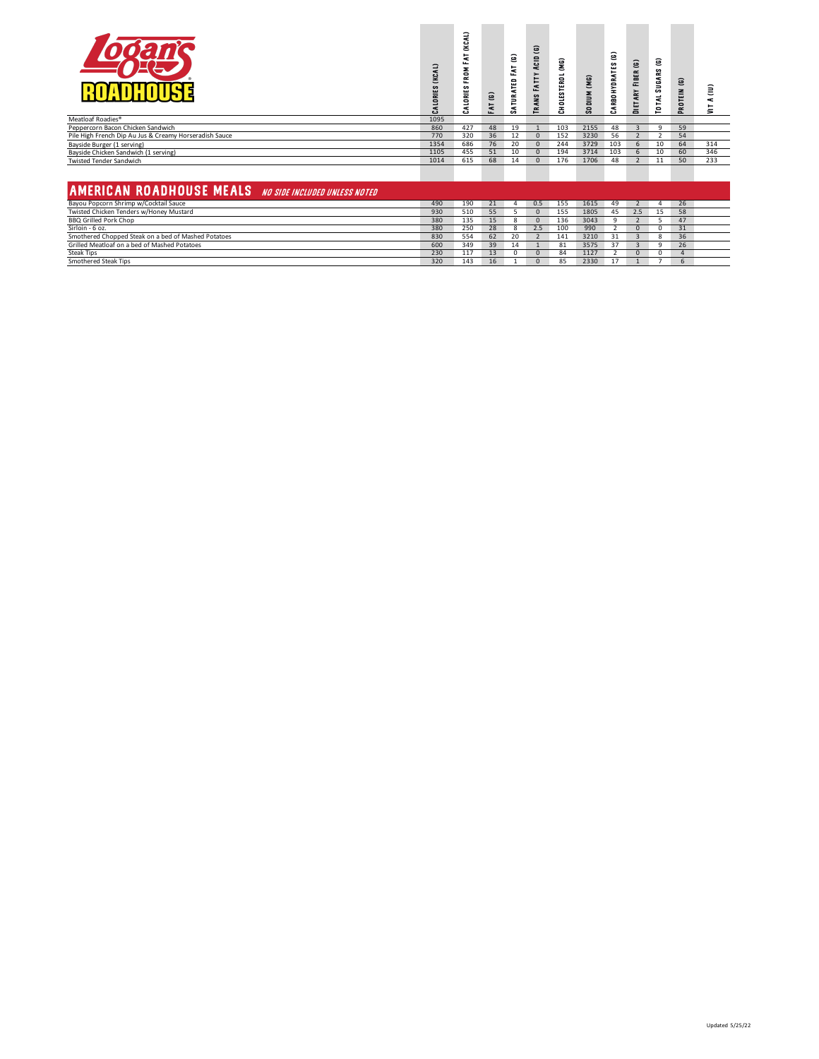# Logan's Roadhouse

| | Calories (kcal) | Calories from Fat (kcal) | Fat (g) | Saturated Fat (g) | Trans Fatty Acid (g) | Cholesterol (mg) | Sodium (mg) | Carbohydrates (g) | Dietary Fiber (g) | Total Sugars (g) | Protein (g) | Vit A (IU) |
|---|---|---|---|---|---|---|---|---|---|---|---|---|
| Meatloaf Roadies® | 1095 | | | | | | | | | | | |
| Peppercorn Bacon Chicken Sandwich | 860 | 427 | 48 | 19 | 1 | 103 | 2155 | 48 | 3 | 9 | 59 | |
| Pile High French Dip Au Jus & Creamy Horseradish Sauce | 770 | 320 | 36 | 12 | 0 | 152 | 3230 | 56 | 2 | 2 | 54 | |
| Bayside Burger (1 serving) | 1354 | 686 | 76 | 20 | 0 | 244 | 3729 | 103 | 6 | 10 | 64 | 314 |
| Bayside Chicken Sandwich (1 serving) | 1105 | 455 | 51 | 10 | 0 | 194 | 3714 | 103 | 6 | 10 | 60 | 346 |
| Twisted Tender Sandwich | 1014 | 615 | 68 | 14 | 0 | 176 | 1706 | 48 | 2 | 11 | 50 | 233 |

## AMERICAN ROADHOUSE MEALS *NO SIDE INCLUDED UNLESS NOTED*

| | Calories (kcal) | Calories from Fat (kcal) | Fat (g) | Saturated Fat (g) | Trans Fatty Acid (g) | Cholesterol (mg) | Sodium (mg) | Carbohydrates (g) | Dietary Fiber (g) | Total Sugars (g) | Protein (g) | Vit A (IU) |
|---|---|---|---|---|---|---|---|---|---|---|---|---|
| Bayou Popcorn Shrimp w/Cocktail Sauce | 490 | 190 | 21 | 4 | 0.5 | 155 | 1615 | 49 | 2 | 4 | 26 | |
| Twisted Chicken Tenders w/Honey Mustard | 930 | 510 | 55 | 5 | 0 | 155 | 1805 | 45 | 2.5 | 15 | 58 | |
| BBQ Grilled Pork Chop | 380 | 135 | 15 | 8 | 0 | 136 | 3043 | 9 | 2 | 5 | 47 | |
| Sirloin - 6 oz. | 380 | 250 | 28 | 8 | 2.5 | 100 | 990 | 2 | 0 | 0 | 31 | |
| Smothered Chopped Steak on a bed of Mashed Potatoes | 830 | 554 | 62 | 20 | 2 | 141 | 3210 | 31 | 3 | 8 | 36 | |
| Grilled Meatloaf on a bed of Mashed Potatoes | 600 | 349 | 39 | 14 | 1 | 81 | 3575 | 37 | 3 | 9 | 26 | |
| Steak Tips | 230 | 117 | 13 | 0 | 0 | 84 | 1127 | 2 | 0 | 0 | 4 | |
| Smothered Steak Tips | 320 | 143 | 16 | 1 | 0 | 85 | 2330 | 17 | 1 | 7 | 6 | |

Updated 5/25/22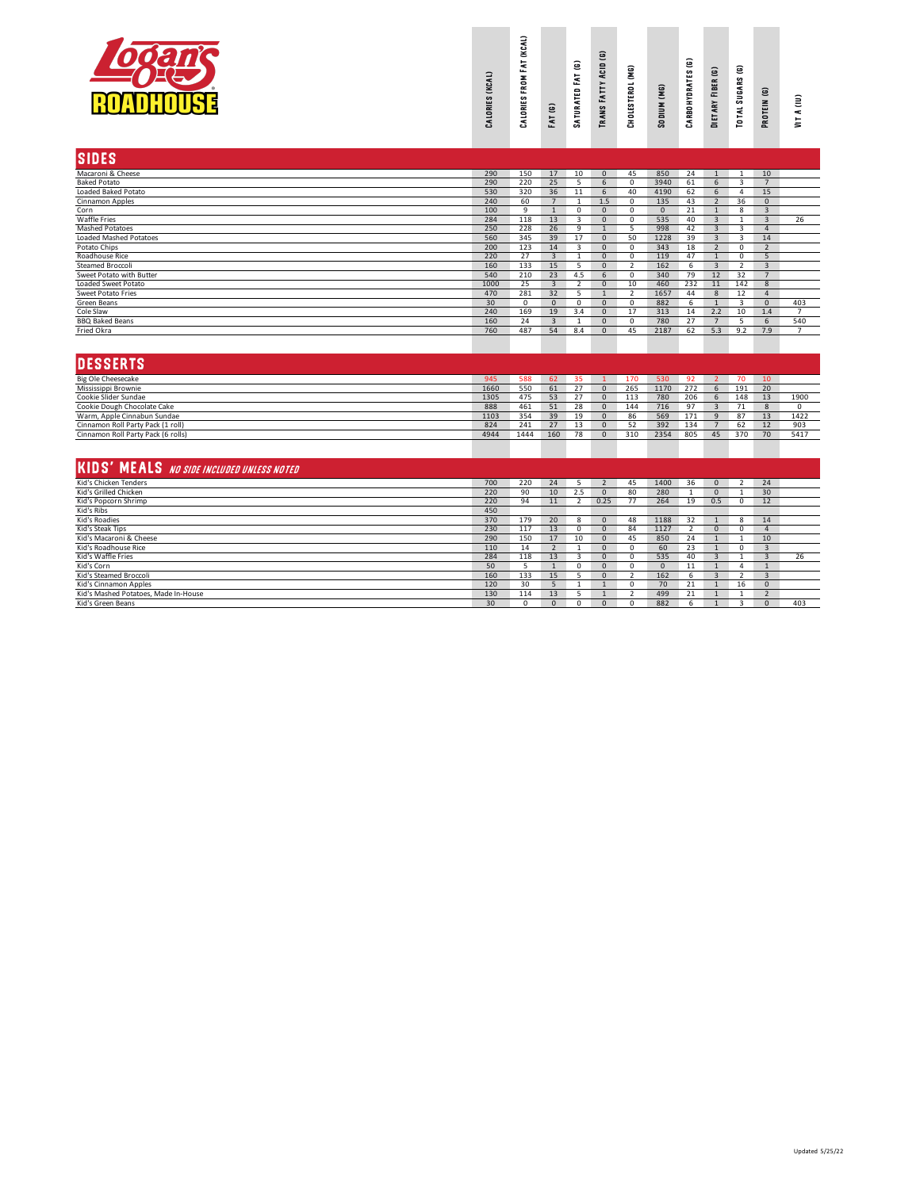# Logan's Roadhouse

| | Calories (kcal) | Calories from Fat (kcal) | Fat (g) | Saturated Fat (g) | Trans Fatty Acid (g) | Cholesterol (mg) | Sodium (mg) | Carbohydrates (g) | Dietary Fiber (g) | Total Sugars (g) | Protein (g) | Vit A (IU) |
|---|---|---|---|---|---|---|---|---|---|---|---|---|
| **SIDES** | | | | | | | | | | | | |
| Macaroni & Cheese | 290 | 150 | 17 | 10 | 0 | 45 | 850 | 24 | 1 | 1 | 10 | |
| Baked Potato | 290 | 220 | 25 | 5 | 6 | 0 | 3940 | 61 | 6 | 3 | 7 | |
| Loaded Baked Potato | 530 | 320 | 36 | 11 | 6 | 40 | 4190 | 62 | 6 | 4 | 15 | |
| Cinnamon Apples | 240 | 60 | 7 | 1 | 1.5 | 0 | 135 | 43 | 2 | 36 | 0 | |
| Corn | 100 | 9 | 1 | 0 | 0 | 0 | 0 | 21 | 1 | 8 | 3 | |
| Waffle Fries | 284 | 118 | 13 | 3 | 0 | 0 | 535 | 40 | 3 | 1 | 3 | 26 |
| Mashed Potatoes | 250 | 228 | 26 | 9 | 1 | 5 | 998 | 42 | 3 | 3 | 4 | |
| Loaded Mashed Potatoes | 560 | 345 | 39 | 17 | 0 | 50 | 1228 | 39 | 3 | 3 | 14 | |
| Potato Chips | 200 | 123 | 14 | 3 | 0 | 0 | 343 | 18 | 2 | 0 | 2 | |
| Roadhouse Rice | 220 | 27 | 3 | 1 | 0 | 0 | 119 | 47 | 1 | 0 | 5 | |
| Steamed Broccoli | 160 | 133 | 15 | 5 | 0 | 2 | 162 | 6 | 3 | 2 | 3 | |
| Sweet Potato with Butter | 540 | 210 | 23 | 4.5 | 6 | 0 | 340 | 79 | 12 | 32 | 7 | |
| Loaded Sweet Potato | 1000 | 25 | 3 | 2 | 0 | 10 | 460 | 232 | 11 | 142 | 8 | |
| Sweet Potato Fries | 470 | 281 | 32 | 5 | 1 | 2 | 1657 | 44 | 8 | 12 | 4 | |
| Green Beans | 30 | 0 | 0 | 0 | 0 | 0 | 882 | 6 | 1 | 3 | 0 | 403 |
| Cole Slaw | 240 | 169 | 19 | 3.4 | 0 | 17 | 313 | 14 | 2.2 | 10 | 1.4 | 7 |
| BBQ Baked Beans | 160 | 24 | 3 | 1 | 0 | 0 | 780 | 27 | 7 | 5 | 6 | 540 |
| Fried Okra | 760 | 487 | 54 | 8.4 | 0 | 45 | 2187 | 62 | 5.3 | 9.2 | 7.9 | 7 |
| **DESSERTS** | | | | | | | | | | | | |
| Big Ole Cheesecake | 945 | 588 | 62 | 35 | 1 | 170 | 530 | 92 | 2 | 70 | 10 | |
| Mississippi Brownie | 1660 | 550 | 61 | 27 | 0 | 265 | 1170 | 272 | 6 | 191 | 20 | |
| Cookie Slider Sundae | 1305 | 475 | 53 | 27 | 0 | 113 | 780 | 206 | 6 | 148 | 13 | 1900 |
| Cookie Dough Chocolate Cake | 888 | 461 | 51 | 28 | 0 | 144 | 716 | 97 | 3 | 71 | 8 | 0 |
| Warm, Apple Cinnabun Sundae | 1103 | 354 | 39 | 19 | 0 | 86 | 569 | 171 | 9 | 87 | 13 | 1422 |
| Cinnamon Roll Party Pack (1 roll) | 824 | 241 | 27 | 13 | 0 | 52 | 392 | 134 | 7 | 62 | 12 | 903 |
| Cinnamon Roll Party Pack (6 rolls) | 4944 | 1444 | 160 | 78 | 0 | 310 | 2354 | 805 | 45 | 370 | 70 | 5417 |
| **KIDS' MEALS** *NO SIDE INCLUDED UNLESS NOTED* | | | | | | | | | | | | |
| Kid's Chicken Tenders | 700 | 220 | 24 | 5 | 2 | 45 | 1400 | 36 | 0 | 2 | 24 | |
| Kid's Grilled Chicken | 220 | 90 | 10 | 2.5 | 0 | 80 | 280 | 1 | 0 | 1 | 30 | |
| Kid's Popcorn Shrimp | 220 | 94 | 11 | 2 | 0.25 | 77 | 264 | 19 | 0.5 | 0 | 12 | |
| Kid's Ribs | 450 | | | | | | | | | | | |
| Kid's Roadies | 370 | 179 | 20 | 8 | 0 | 48 | 1188 | 32 | 1 | 8 | 14 | |
| Kid's Steak Tips | 230 | 117 | 13 | 0 | 0 | 84 | 1127 | 2 | 0 | 0 | 4 | |
| Kid's Macaroni & Cheese | 290 | 150 | 17 | 10 | 0 | 45 | 850 | 24 | 1 | 1 | 10 | |
| Kid's Roadhouse Rice | 110 | 14 | 2 | 1 | 0 | 0 | 60 | 23 | 1 | 0 | 3 | |
| Kid's Waffle Fries | 284 | 118 | 13 | 3 | 0 | 0 | 535 | 40 | 3 | 1 | 3 | 26 |
| Kid's Corn | 50 | 5 | 1 | 0 | 0 | 0 | 0 | 11 | 1 | 4 | 1 | |
| Kid's Steamed Broccoli | 160 | 133 | 15 | 5 | 0 | 2 | 162 | 6 | 3 | 2 | 3 | |
| Kid's Cinnamon Apples | 120 | 30 | 5 | 1 | 1 | 0 | 70 | 21 | 1 | 16 | 0 | |
| Kid's Mashed Potatoes, Made In-House | 130 | 114 | 13 | 5 | 1 | 2 | 499 | 21 | 1 | 1 | 2 | |
| Kid's Green Beans | 30 | 0 | 0 | 0 | 0 | 0 | 882 | 6 | 1 | 3 | 0 | 403 |

Updated 5/25/22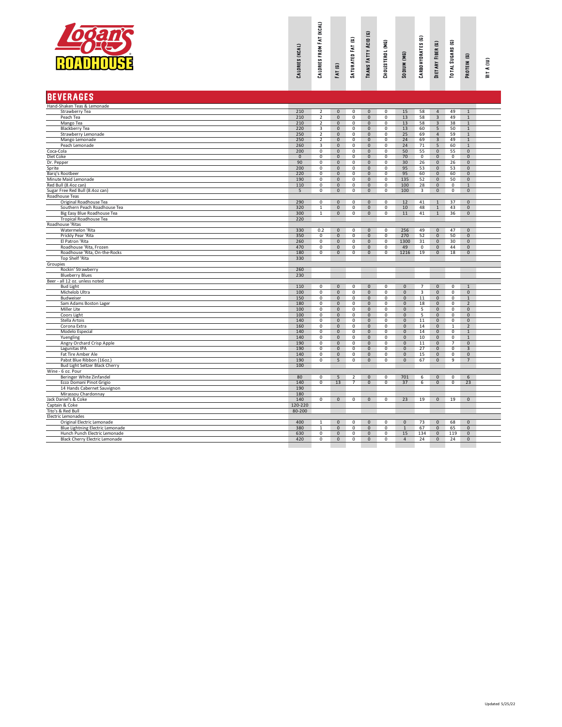# BEVERAGES

| | CALORIES (KCAL) | CALORIES FROM FAT (KCAL) | FAT (G) | SATURATED FAT (G) | TRANS FATTY ACID (G) | CHOLESTEROL (MG) | SODIUM (MG) | CARBOHYDRATES (G) | DIETARY FIBER (G) | TOTAL SUGARS (G) | PROTEIN (G) | VIT A (IU) |
|---|---|---|---|---|---|---|---|---|---|---|---|---|
| Hand-Shaken Teas & Lemonade | | | | | | | | | | | | |
| Strawberry Tea | 210 | 2 | 0 | 0 | 0 | 0 | 15 | 58 | 4 | 49 | 1 | |
| Peach Tea | 210 | 2 | 0 | 0 | 0 | 0 | 13 | 58 | 3 | 49 | 1 | |
| Mango Tea | 210 | 2 | 0 | 0 | 0 | 0 | 13 | 58 | 3 | 38 | 1 | |
| Blackberry Tea | 220 | 3 | 0 | 0 | 0 | 0 | 13 | 60 | 5 | 50 | 1 | |
| Strawberry Lemonade | 250 | 2 | 0 | 0 | 0 | 0 | 25 | 69 | 4 | 59 | 1 | |
| Mango Lemonade | 250 | 2 | 0 | 0 | 0 | 0 | 24 | 69 | 3 | 49 | 1 | |
| Peach Lemonade | 260 | 3 | 0 | 0 | 0 | 0 | 24 | 71 | 5 | 60 | 1 | |
| Coca-Cola | 200 | 0 | 0 | 0 | 0 | 0 | 50 | 55 | 0 | 55 | 0 | |
| Diet Coke | 0 | 0 | 0 | 0 | 0 | 0 | 70 | 0 | 0 | 0 | 0 | |
| Dr. Pepper | 90 | 0 | 0 | 0 | 0 | 0 | 30 | 26 | 0 | 26 | 0 | |
| Sprite | 200 | 0 | 0 | 0 | 0 | 0 | 95 | 53 | 0 | 53 | 0 | |
| Barq's Rootbeer | 220 | 0 | 0 | 0 | 0 | 0 | 95 | 60 | 0 | 60 | 0 | |
| Minute Maid Lemonade | 190 | 0 | 0 | 0 | 0 | 0 | 135 | 52 | 0 | 50 | 0 | |
| Red Bull (8.4oz can) | 110 | 0 | 0 | 0 | 0 | 0 | 100 | 28 | 0 | 0 | 1 | |
| Sugar Free Red Bull (8.4oz can) | 5 | 0 | 0 | 0 | 0 | 0 | 100 | 3 | 0 | 0 | 0 | |
| Roadhouse Teas | | | | | | | | | | | | |
| Original Roadhouse Tea | 290 | 0 | 0 | 0 | 0 | 0 | 12 | 41 | 1 | 37 | 0 | |
| Southern Peach Roadhouse Tea | 320 | 1 | 0 | 0 | 0 | 0 | 10 | 48 | 1 | 43 | 0 | |
| Big Easy Blue Roadhouse Tea | 300 | 1 | 0 | 0 | 0 | 0 | 11 | 41 | 1 | 36 | 0 | |
| Tropical Roadhouse Tea | 220 | | | | | | | | | | | |
| Roadhouse 'Ritas | | | | | | | | | | | | |
| Watermelon 'Rita | 330 | 0.2 | 0 | 0 | 0 | 0 | 256 | 49 | 0 | 47 | 0 | |
| Prickly Pear 'Rita | 350 | 0 | 0 | 0 | 0 | 0 | 270 | 52 | 0 | 50 | 0 | |
| El Patron 'Rita | 260 | 0 | 0 | 0 | 0 | 0 | 1300 | 31 | 0 | 30 | 0 | |
| Roadhouse 'Rita, Frozen | 470 | 0 | 0 | 0 | 0 | 0 | 49 | 0 | 0 | 44 | 0 | |
| Roadhouse 'Rita, On-the-Rocks | 180 | 0 | 0 | 0 | 0 | 0 | 1216 | 19 | 0 | 18 | 0 | |
| Top Shelf 'Rita | 330 | | | | | | | | | | | |
| Groupies | | | | | | | | | | | | |
| Rockin' Strawberry | 260 | | | | | | | | | | | |
| Blueberry Blues | 230 | | | | | | | | | | | |
| Beer - all 12 oz. unless noted | | | | | | | | | | | | |
| Bud Light | 110 | 0 | 0 | 0 | 0 | 0 | 0 | 7 | 0 | 0 | 1 | |
| Michelob Ultra | 100 | 0 | 0 | 0 | 0 | 0 | 0 | 3 | 0 | 0 | 0 | |
| Budweiser | 150 | 0 | 0 | 0 | 0 | 0 | 0 | 11 | 0 | 0 | 1 | |
| Sam Adams Boston Lager | 180 | 0 | 0 | 0 | 0 | 0 | 0 | 18 | 0 | 0 | 2 | |
| Miller Lite | 100 | 0 | 0 | 0 | 0 | 0 | 0 | 5 | 0 | 0 | 0 | |
| Coors Light | 100 | 0 | 0 | 0 | 0 | 0 | 0 | 5 | 0 | 0 | 0 | |
| Stella Artois | 140 | 0 | 0 | 0 | 0 | 0 | 0 | 11 | 0 | 0 | 0 | |
| Corona Extra | 160 | 0 | 0 | 0 | 0 | 0 | 0 | 14 | 0 | 1 | 2 | |
| Modelo Especial | 140 | 0 | 0 | 0 | 0 | 0 | 0 | 14 | 0 | 0 | 1 | |
| Yuengling | 140 | 0 | 0 | 0 | 0 | 0 | 0 | 10 | 0 | 0 | 1 | |
| Angry Orchard Crisp Apple | 190 | 0 | 0 | 0 | 0 | 0 | 0 | 11 | 0 | 7 | 0 | |
| Lagunitas IPA | 190 | 0 | 0 | 0 | 0 | 0 | 0 | 27 | 0 | 0 | 3 | |
| Fat Tire Amber Ale | 140 | 0 | 0 | 0 | 0 | 0 | 0 | 15 | 0 | 0 | 0 | |
| Pabst Blue Ribbon (16oz.) | 190 | 0 | 5 | 0 | 0 | 0 | 0 | 67 | 0 | 9 | 7 | |
| Bud Light Seltzer Black Cherry | 100 | | | | | | | | | | | |
| Wine - 6 oz. Pour | | | | | | | | | | | | |
| Beringer White Zinfandel | 80 | 0 | 5 | 2 | 0 | 0 | 701 | 6 | 0 | 0 | 6 | |
| Ecco Domani Pinot Grigio | 140 | 0 | 13 | 7 | 0 | 0 | 37 | 6 | 0 | 0 | 23 | |
| 14 Hands Cabernet Sauvignon | 190 | | | | | | | | | | | |
| Mirassou Chardonnay | 180 | | | | | | | | | | | |
| Jack Daniel's & Coke | 140 | 0 | 0 | 0 | 0 | 0 | 23 | 19 | 0 | 19 | 0 | |
| Captain & Coke | 120-220 | | | | | | | | | | | |
| Tito's & Red Bull | 80-200 | | | | | | | | | | | |
| Electric Lemonades | | | | | | | | | | | | |
| Original Electric Lemonade | 400 | 1 | 0 | 0 | 0 | 0 | 0 | 73 | 0 | 68 | 0 | |
| Blue Lightning Electric Lemonade | 380 | 1 | 0 | 0 | 0 | 0 | 1 | 67 | 0 | 65 | 0 | |
| Hunch Punch Electric Lemonade | 630 | 0 | 0 | 0 | 0 | 0 | 15 | 134 | 0 | 119 | 0 | |
| Black Cherry Electric Lemonade | 420 | 0 | 0 | 0 | 0 | 0 | 4 | 24 | 0 | 24 | 0 | |

Updated 5/25/22